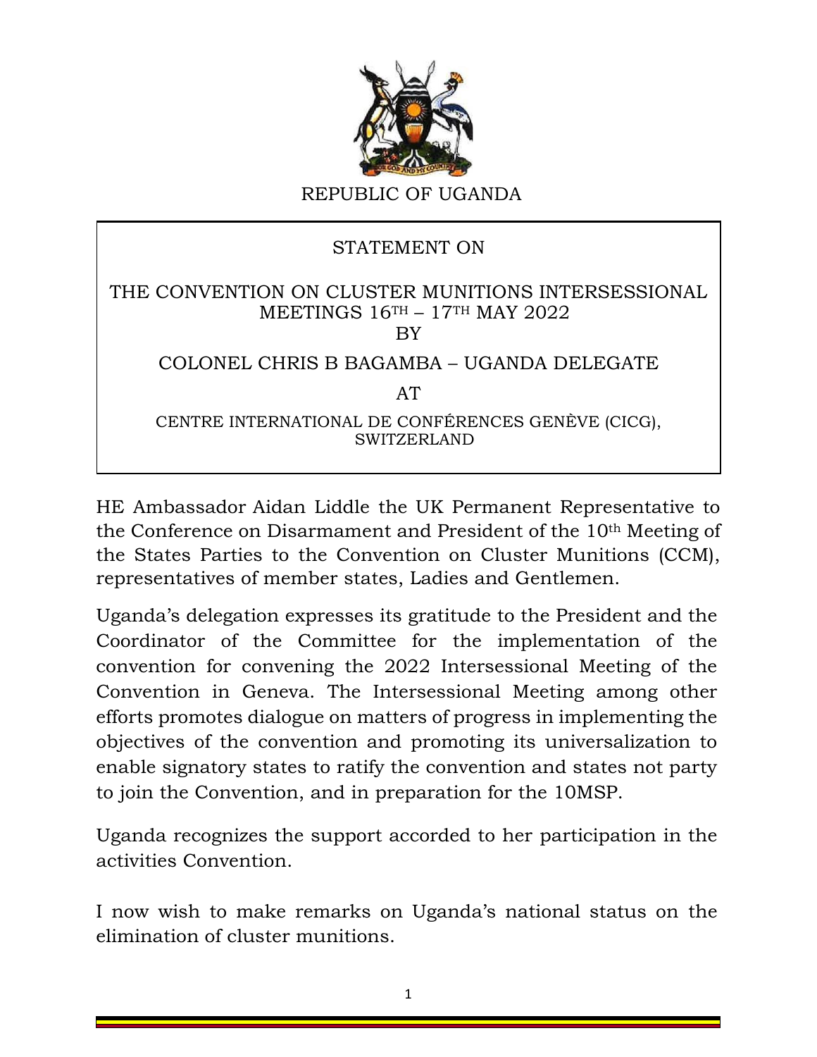REPUBLIC OF UGANDA

STATEMENT ON

THE CONVENTION ON CLUSTER MUNITIONS INTERSESSIONAL MEETINGS 16TH – 17TH MAY 2022

BY

COLONEL CHRIS B BAGAMBA – UGANDA DELEGATE

AT

CENTRE INTERNATIONAL DE CONFÉRENCES GENÈVE (CICG), SWITZERLAND

HE Ambassador Aidan Liddle the UK Permanent Representative to the Conference on Disarmament and President of the 10th Meeting of the States Parties to the Convention on Cluster Munitions (CCM), representatives of member states, Ladies and Gentlemen.

Uganda's delegation expresses its gratitude to the President and the Coordinator of the Committee for the implementation of the convention for convening the 2022 Intersessional Meeting of the Convention in Geneva. The Intersessional Meeting among other efforts promotes dialogue on matters of progress in implementing the objectives of the convention and promoting its universalization to enable signatory states to ratify the convention and states not party to join the Convention, and in preparation for the 10MSP.

Uganda recognizes the support accorded to her participation in the activities Convention.

I now wish to make remarks on Uganda's national status on the elimination of cluster munitions.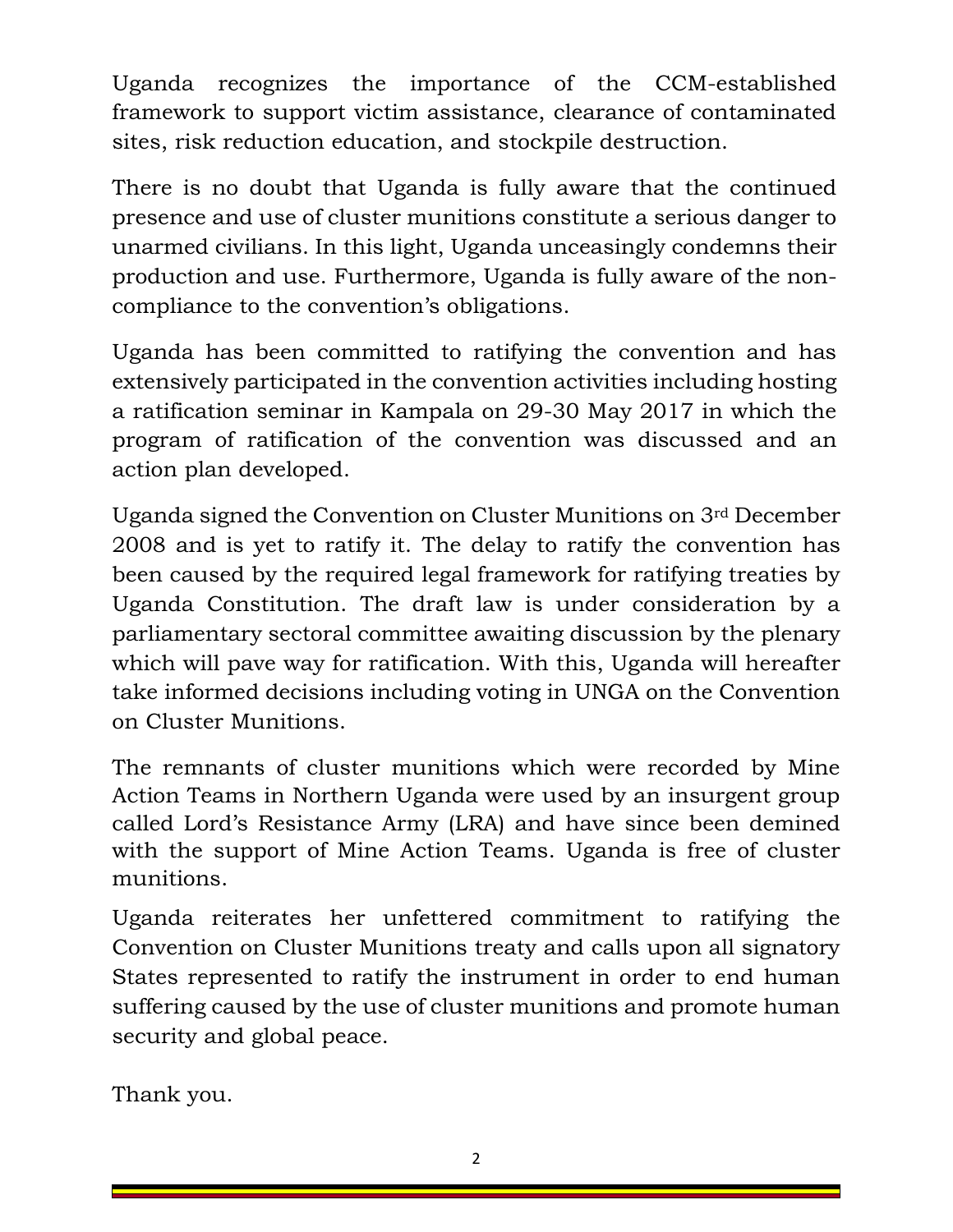Uganda recognizes the importance of the CCM-established framework to support victim assistance, clearance of contaminated sites, risk reduction education, and stockpile destruction.

There is no doubt that Uganda is fully aware that the continued presence and use of cluster munitions constitute a serious danger to unarmed civilians. In this light, Uganda unceasingly condemns their production and use. Furthermore, Uganda is fully aware of the non-compliance to the convention's obligations.

Uganda has been committed to ratifying the convention and has extensively participated in the convention activities including hosting a ratification seminar in Kampala on 29-30 May 2017 in which the program of ratification of the convention was discussed and an action plan developed.

Uganda signed the Convention on Cluster Munitions on 3rd December 2008 and is yet to ratify it. The delay to ratify the convention has been caused by the required legal framework for ratifying treaties by Uganda Constitution. The draft law is under consideration by a parliamentary sectoral committee awaiting discussion by the plenary which will pave way for ratification. With this, Uganda will hereafter take informed decisions including voting in UNGA on the Convention on Cluster Munitions.

The remnants of cluster munitions which were recorded by Mine Action Teams in Northern Uganda were used by an insurgent group called Lord's Resistance Army (LRA) and have since been demined with the support of Mine Action Teams. Uganda is free of cluster munitions.

Uganda reiterates her unfettered commitment to ratifying the Convention on Cluster Munitions treaty and calls upon all signatory States represented to ratify the instrument in order to end human suffering caused by the use of cluster munitions and promote human security and global peace.

Thank you.